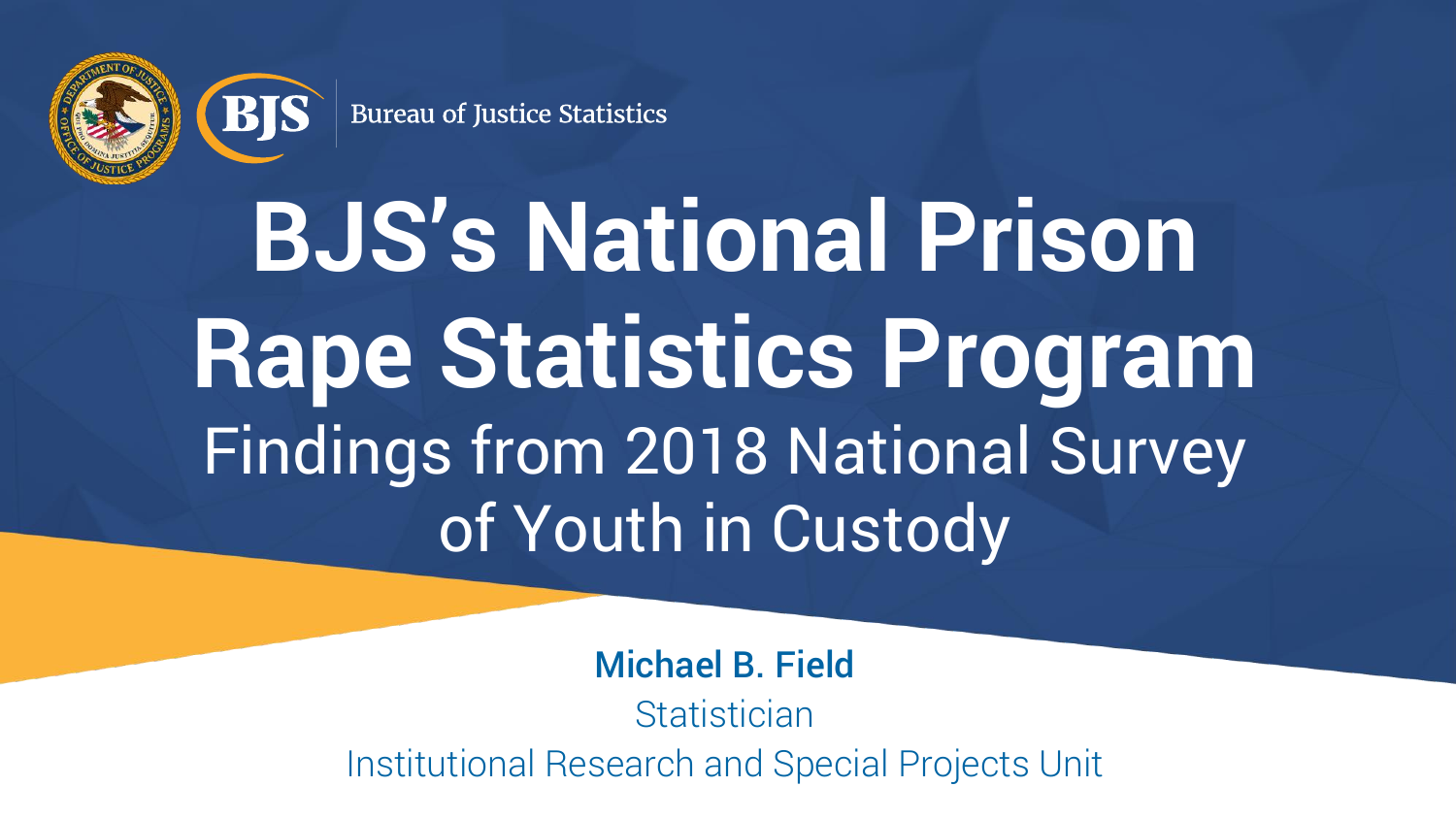Bureau of Justice Statistics

# BJS's National Prison Rape Statistics Program

## Findings from 2018 National Survey of Youth in Custody

**Michael B. Field**

Statistician

Institutional Research and Special Projects Unit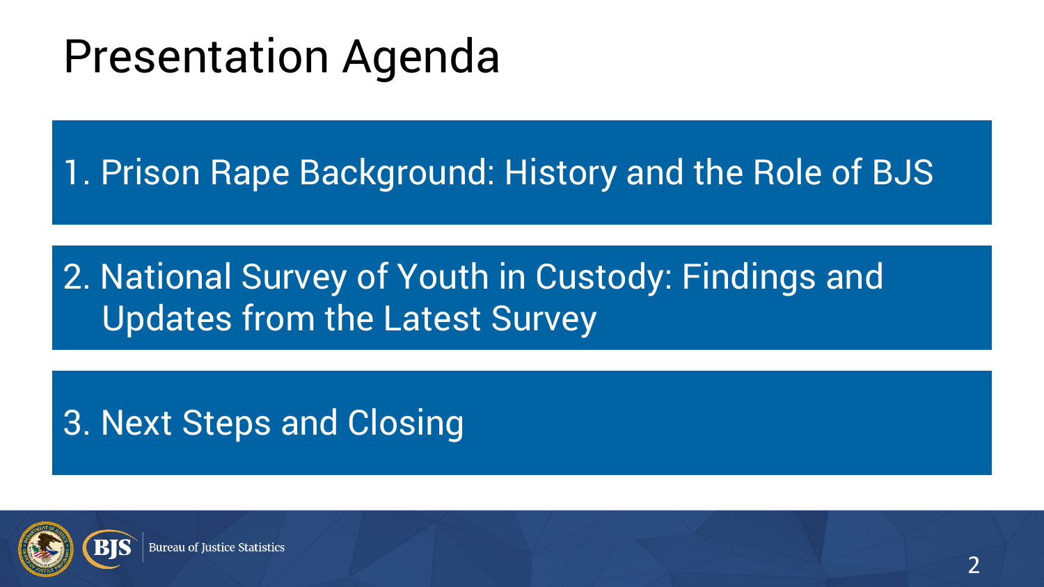# Presentation Agenda

1. Prison Rape Background: History and the Role of BJS

2. National Survey of Youth in Custody: Findings and Updates from the Latest Survey

3. Next Steps and Closing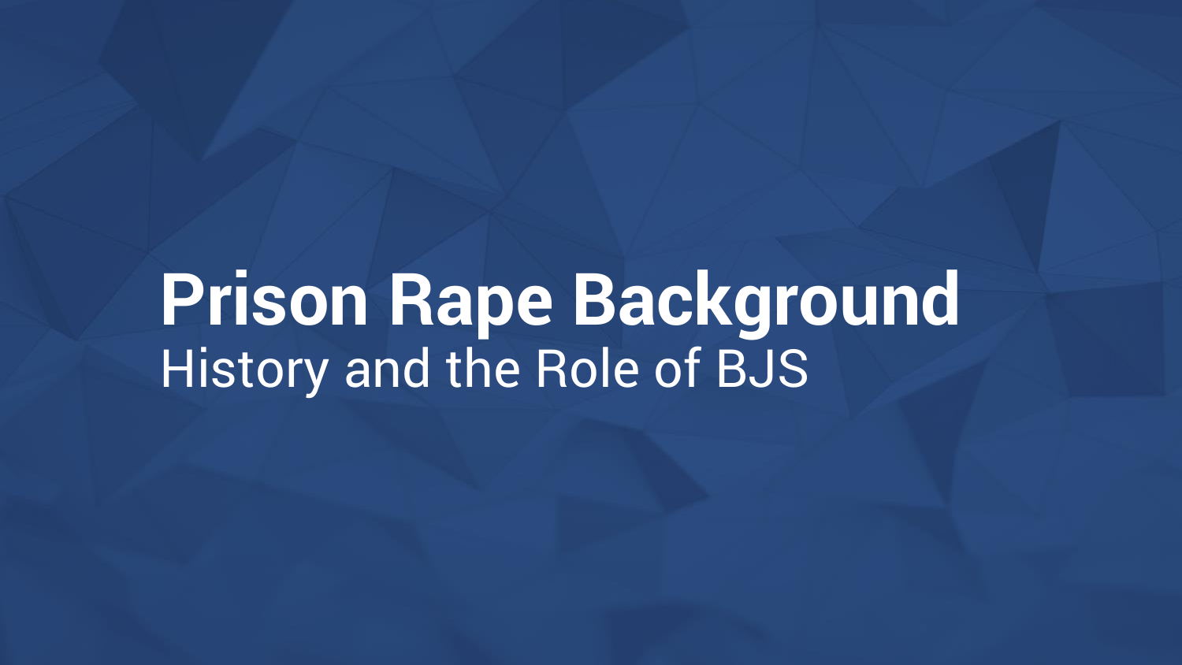# Prison Rape Background

History and the Role of BJS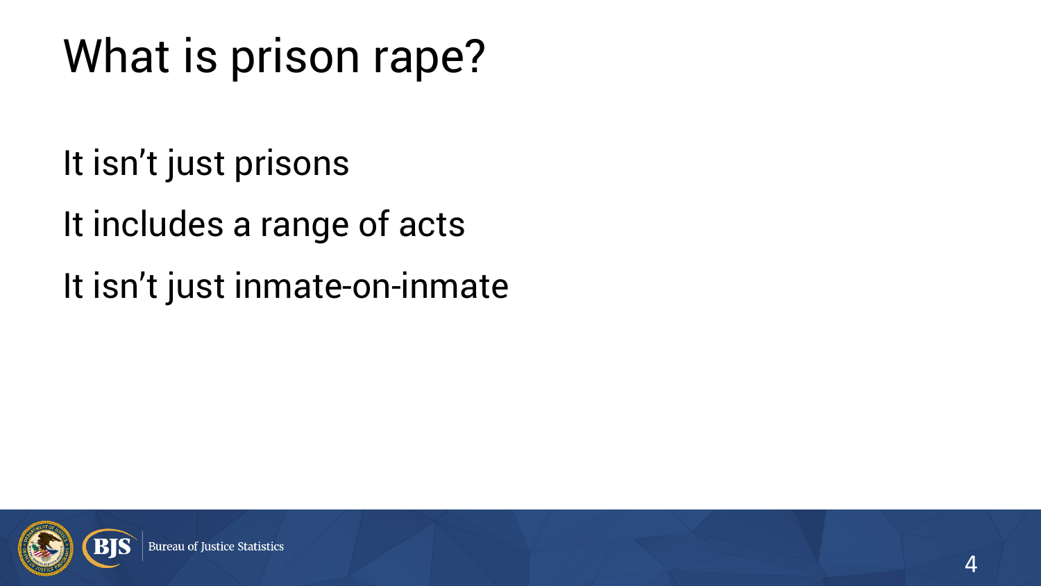# What is prison rape?

It isn't just prisons

It includes a range of acts

It isn't just inmate-on-inmate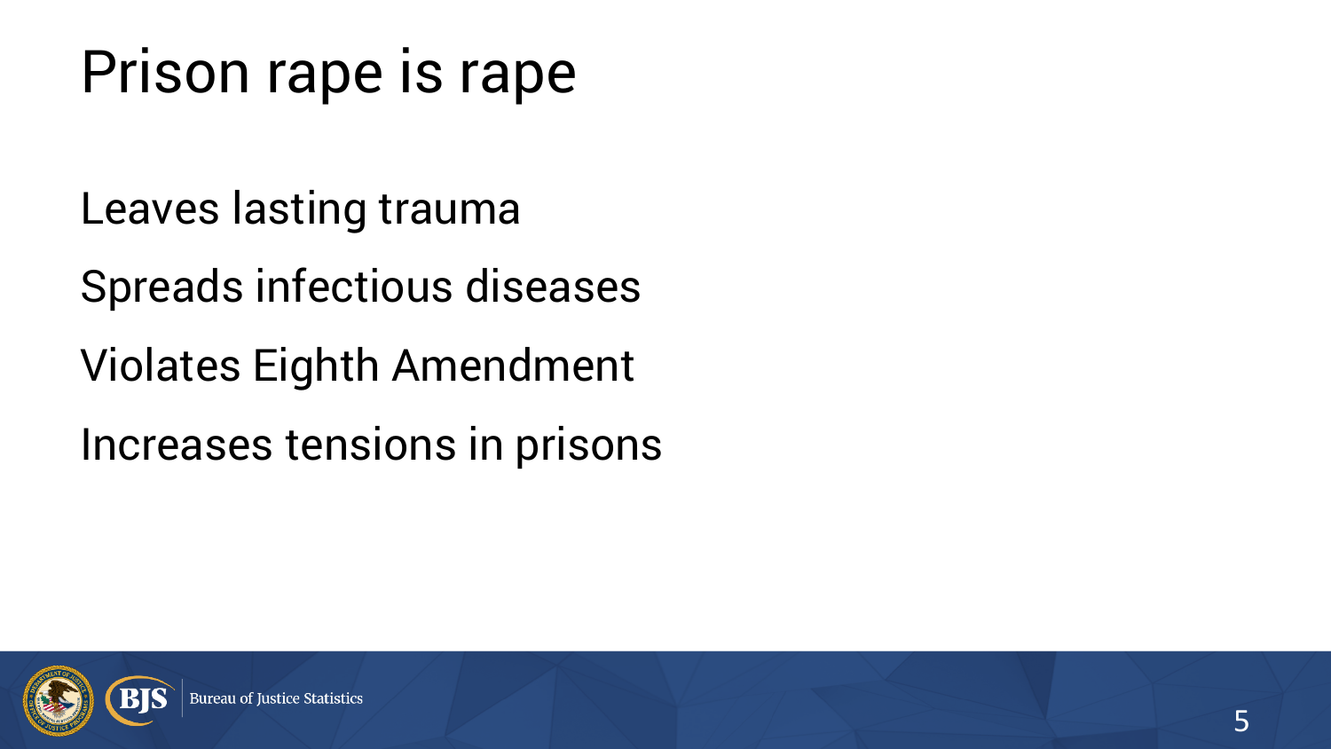# Prison rape is rape

Leaves lasting trauma

Spreads infectious diseases

Violates Eighth Amendment

Increases tensions in prisons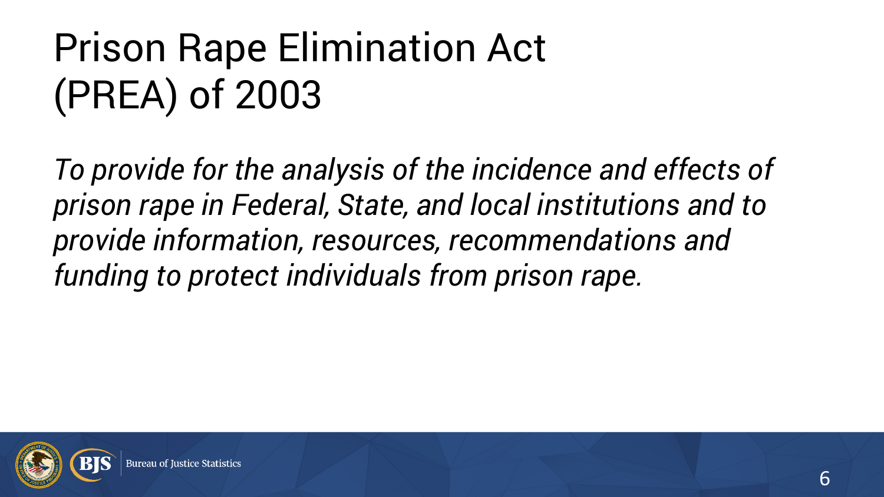# Prison Rape Elimination Act (PREA) of 2003

*To provide for the analysis of the incidence and effects of prison rape in Federal, State, and local institutions and to provide information, resources, recommendations and funding to protect individuals from prison rape.*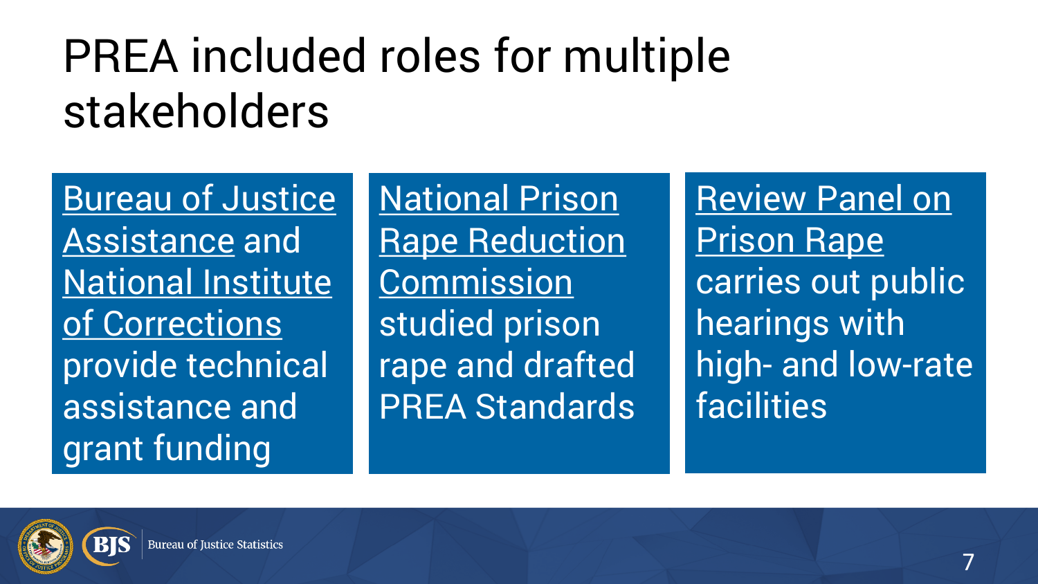# PREA included roles for multiple stakeholders

Bureau of Justice Assistance and National Institute of Corrections provide technical assistance and grant funding

National Prison Rape Reduction Commission studied prison rape and drafted PREA Standards

Review Panel on Prison Rape carries out public hearings with high- and low-rate facilities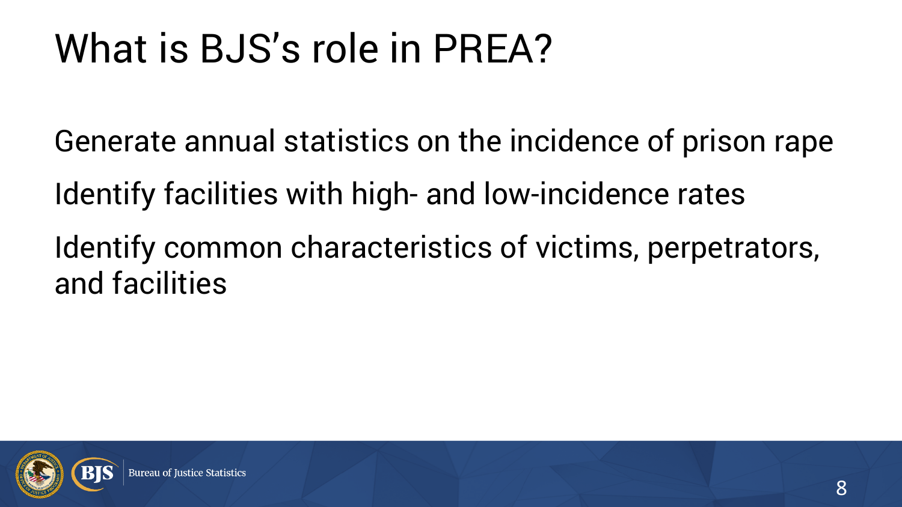# What is BJS's role in PREA?

Generate annual statistics on the incidence of prison rape

Identify facilities with high- and low-incidence rates

Identify common characteristics of victims, perpetrators, and facilities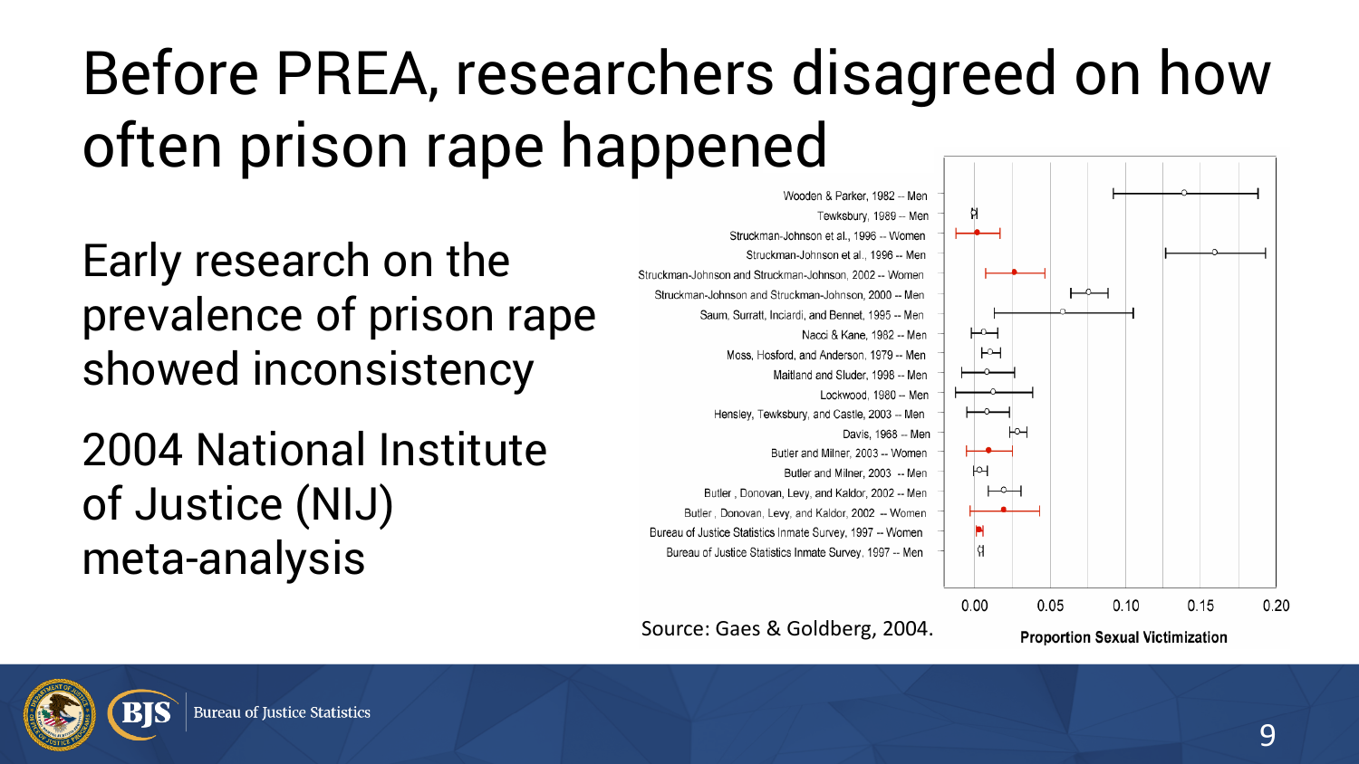# Before PREA, researchers disagreed on how often prison rape happened

Early research on the prevalence of prison rape showed inconsistency

2004 National Institute of Justice (NIJ) meta-analysis

Wooden & Parker, 1982 -- Men
Tewksbury, 1989 -- Men
Struckman-Johnson et al., 1996 -- Women
Struckman-Johnson et al., 1996 -- Men
Struckman-Johnson and Struckman-Johnson, 2002 -- Women
Struckman-Johnson and Struckman-Johnson, 2000 -- Men
Saum, Surratt, Inciardi, and Bennet, 1995 -- Men
Nacci & Kane, 1982 -- Men
Moss, Hosford, and Anderson, 1979 -- Men
Maitland and Sluder, 1998 -- Men
Lockwood, 1980 -- Men
Hensley, Tewksbury, and Castle, 2003 -- Men
Davis, 1968 -- Men
Butler and Milner, 2003 -- Women
Butler and Milner, 2003 -- Men
Butler, Donovan, Levy, and Kaldor, 2002 -- Men
Butler, Donovan, Levy, and Kaldor, 2002 -- Women
Bureau of Justice Statistics Inmate Survey, 1997 -- Women
Bureau of Justice Statistics Inmate Survey, 1997 -- Men

0.00 0.05 0.10 0.15 0.20

Proportion Sexual Victimization

Source: Gaes & Goldberg, 2004.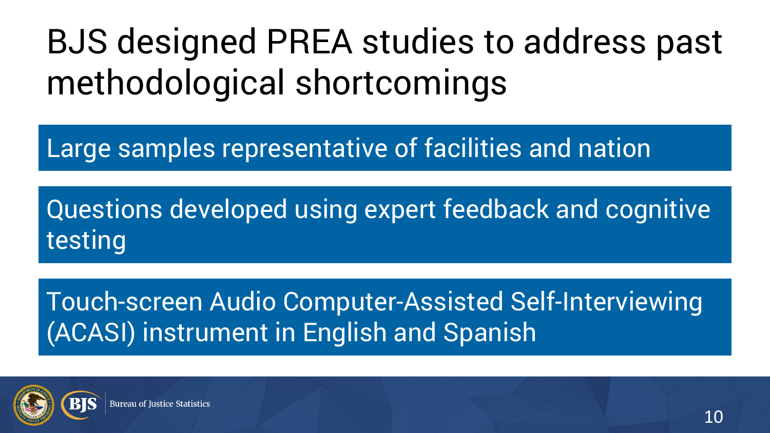# BJS designed PREA studies to address past methodological shortcomings

- Large samples representative of facilities and nation
- Questions developed using expert feedback and cognitive testing
- Touch-screen Audio Computer-Assisted Self-Interviewing (ACASI) instrument in English and Spanish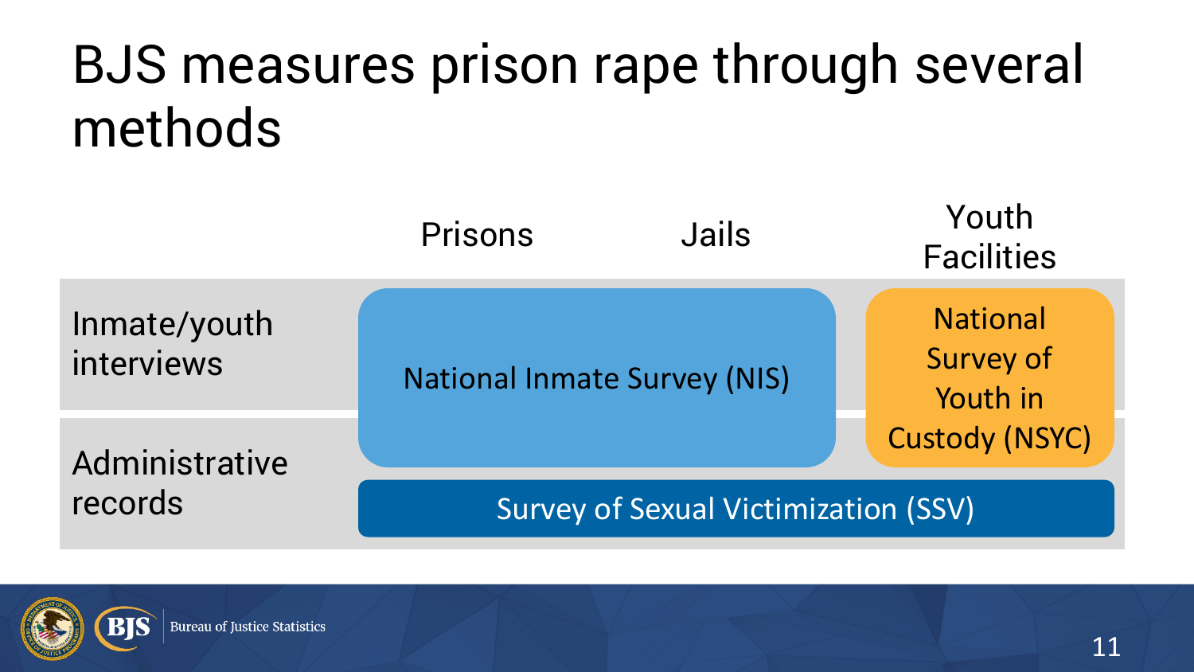# BJS measures prison rape through several methods

| | Prisons | Jails | Youth Facilities |
|---|---|---|---|
| Inmate/youth interviews | National Inmate Survey (NIS) | | National Survey of Youth in Custody (NSYC) |
| Administrative records | Survey of Sexual Victimization (SSV) | | |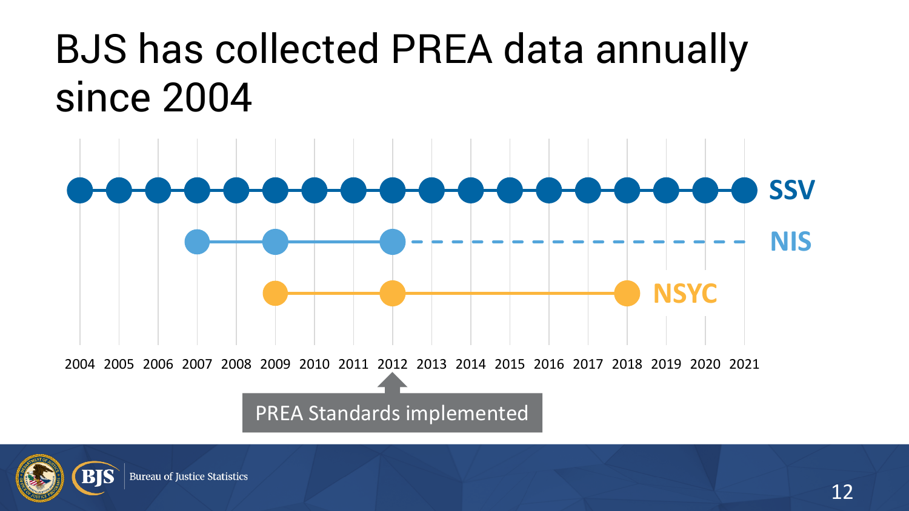# BJS has collected PREA data annually since 2004

SSV

NIS

NSYC

2004 2005 2006 2007 2008 2009 2010 2011 2012 2013 2014 2015 2016 2017 2018 2019 2020 2021

PREA Standards implemented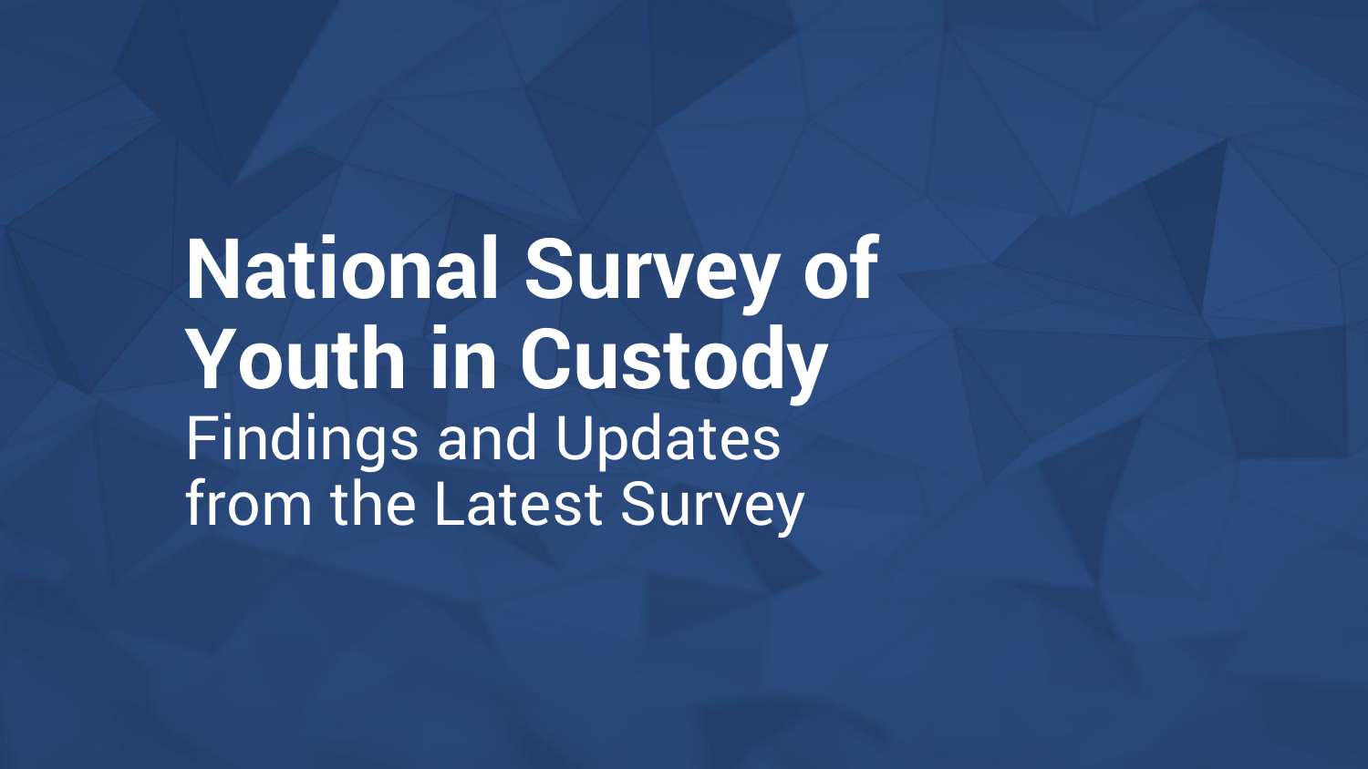# National Survey of Youth in Custody

Findings and Updates from the Latest Survey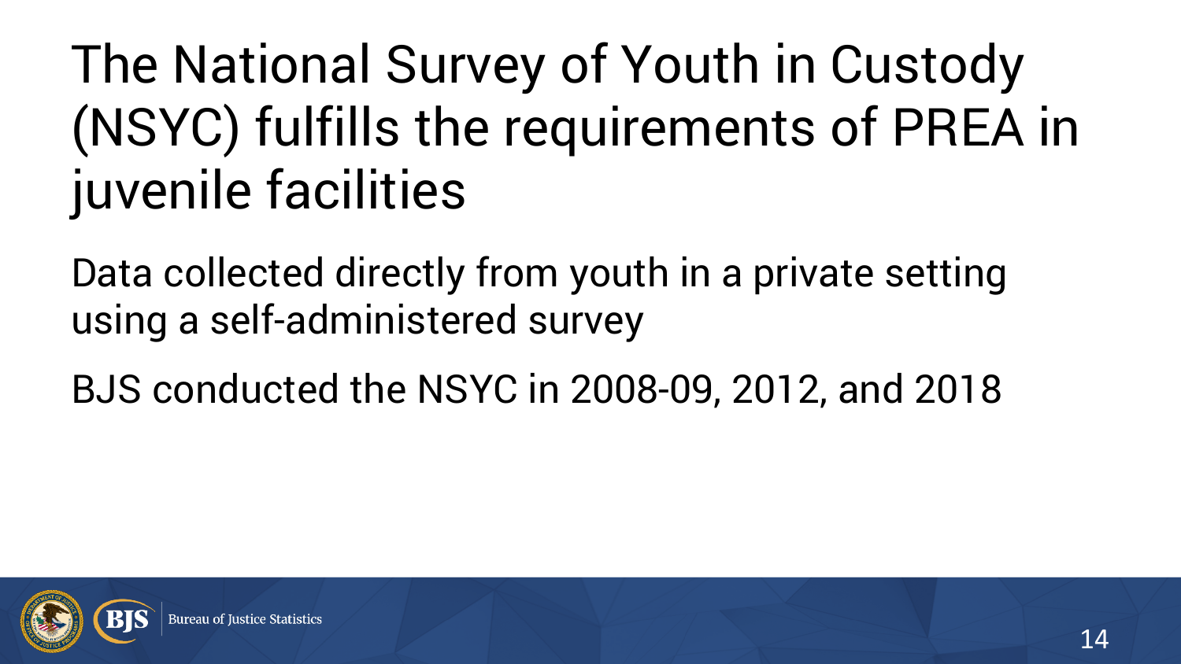# The National Survey of Youth in Custody (NSYC) fulfills the requirements of PREA in juvenile facilities

Data collected directly from youth in a private setting using a self-administered survey

BJS conducted the NSYC in 2008-09, 2012, and 2018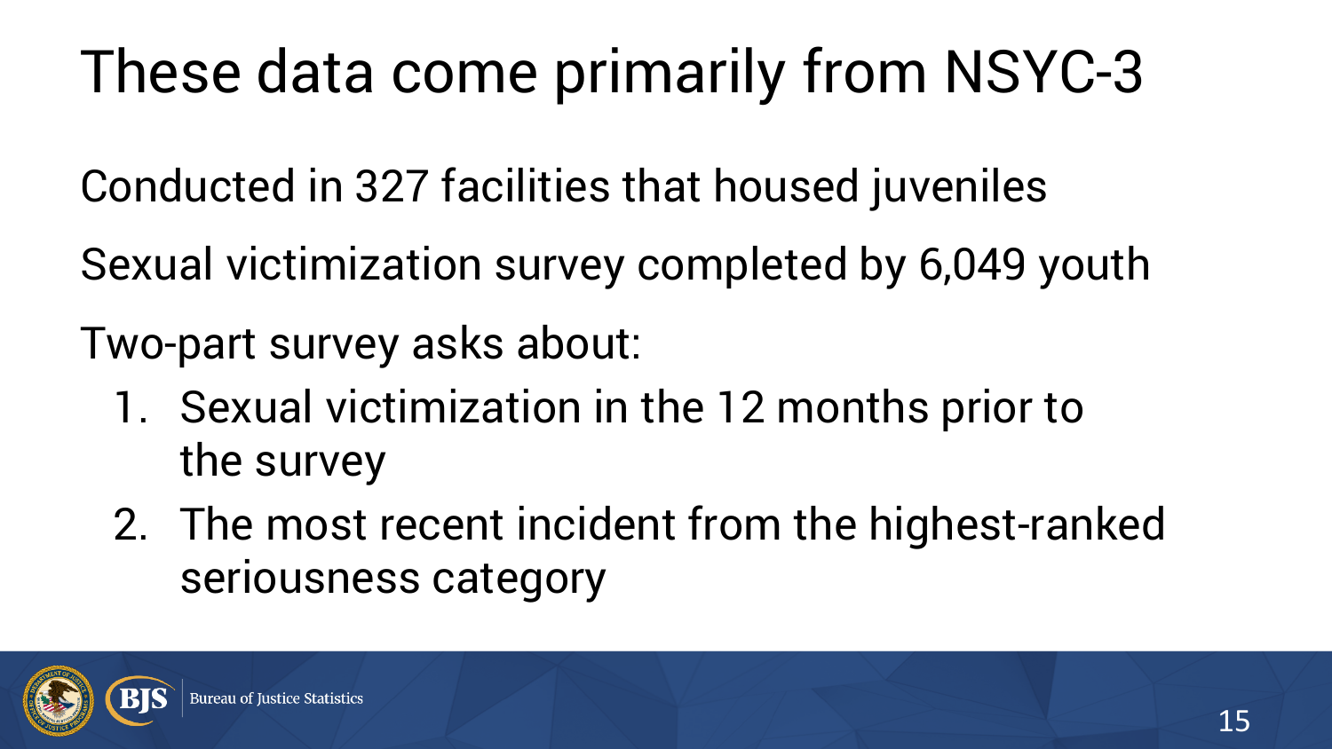# These data come primarily from NSYC-3

Conducted in 327 facilities that housed juveniles

Sexual victimization survey completed by 6,049 youth

Two-part survey asks about:

1. Sexual victimization in the 12 months prior to the survey
2. The most recent incident from the highest-ranked seriousness category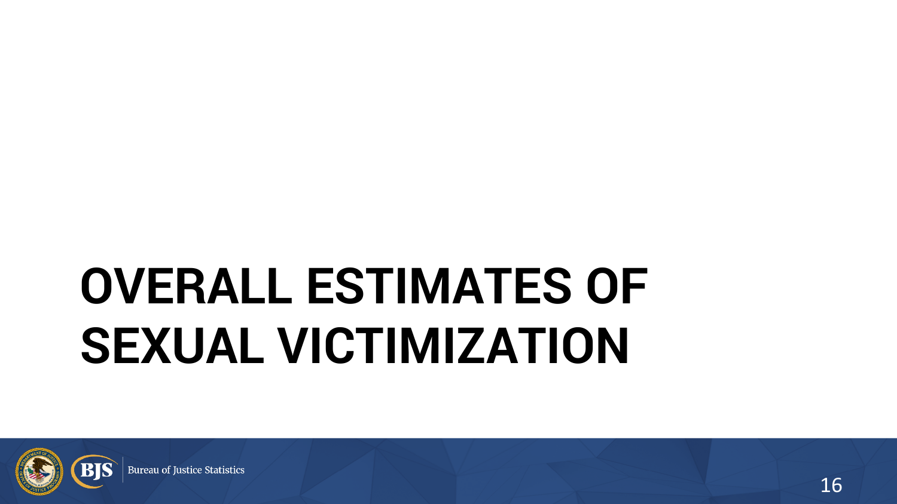# OVERALL ESTIMATES OF SEXUAL VICTIMIZATION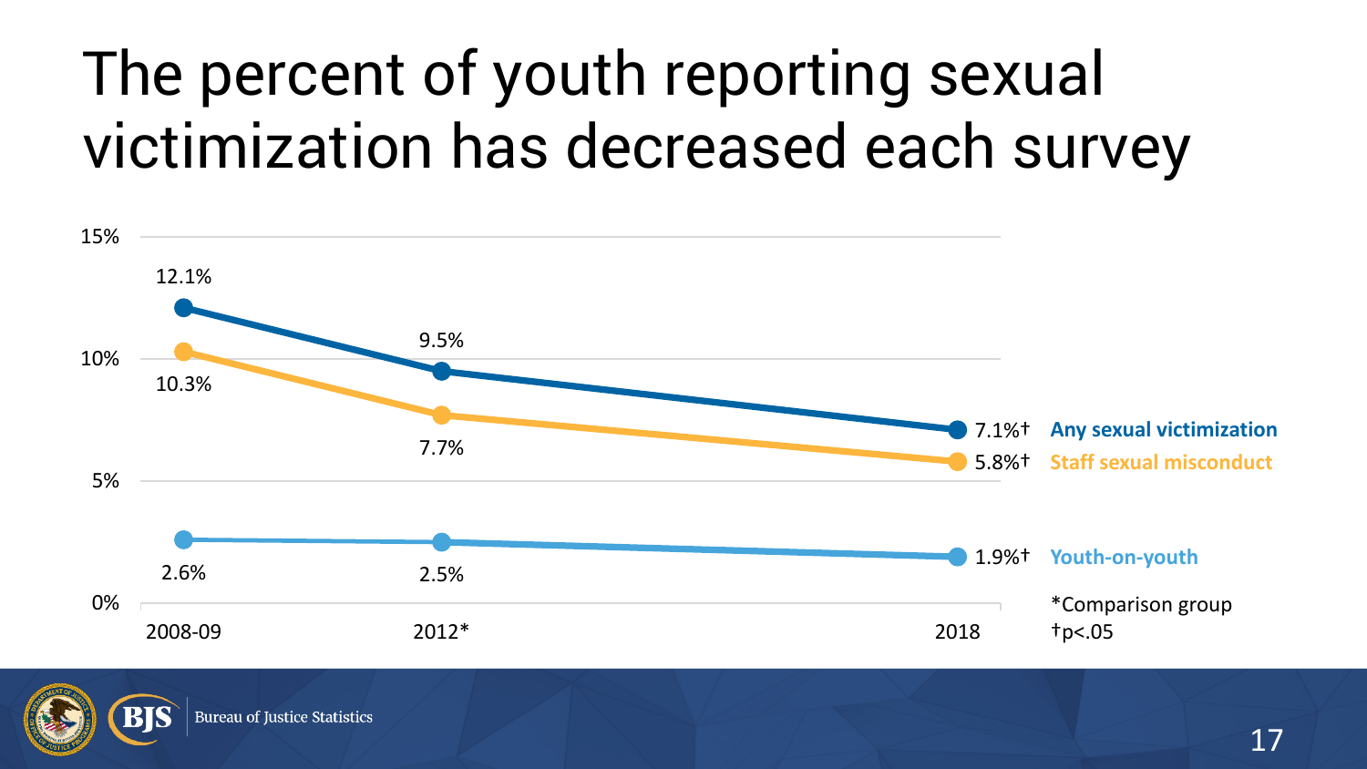# The percent of youth reporting sexual victimization has decreased each survey

| | 2008-09 | 2012* | 2018 |
|---|---|---|---|
| Any sexual victimization | 12.1% | 9.5% | 7.1%† |
| Staff sexual misconduct | 10.3% | 7.7% | 5.8%† |
| Youth-on-youth | 2.6% | 2.5% | 1.9%† |

*Comparison group
†p<.05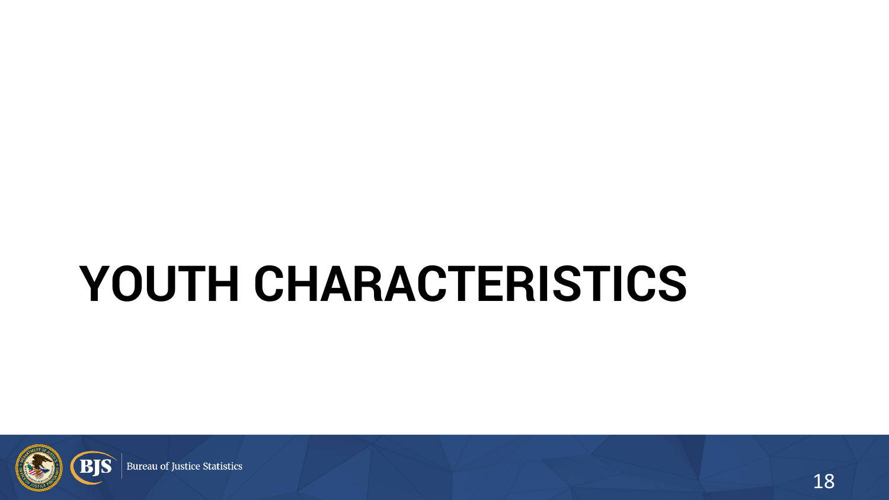# YOUTH CHARACTERISTICS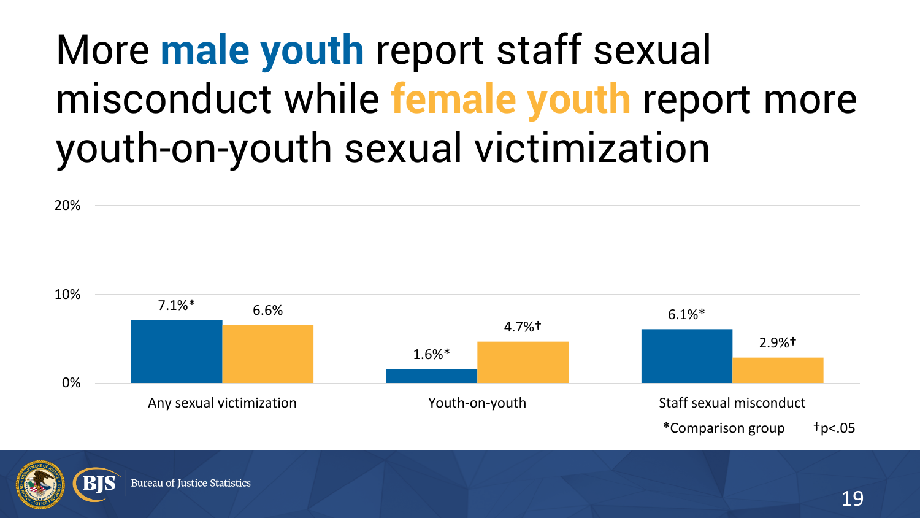# More **male youth** report staff sexual misconduct while **female youth** report more youth-on-youth sexual victimization

| | Male youth | Female youth |
|---|---|---|
| Any sexual victimization | 7.1%* | 6.6% |
| Youth-on-youth | 1.6%* | 4.7%† |
| Staff sexual misconduct | 6.1%* | 2.9%† |

*Comparison group †p<.05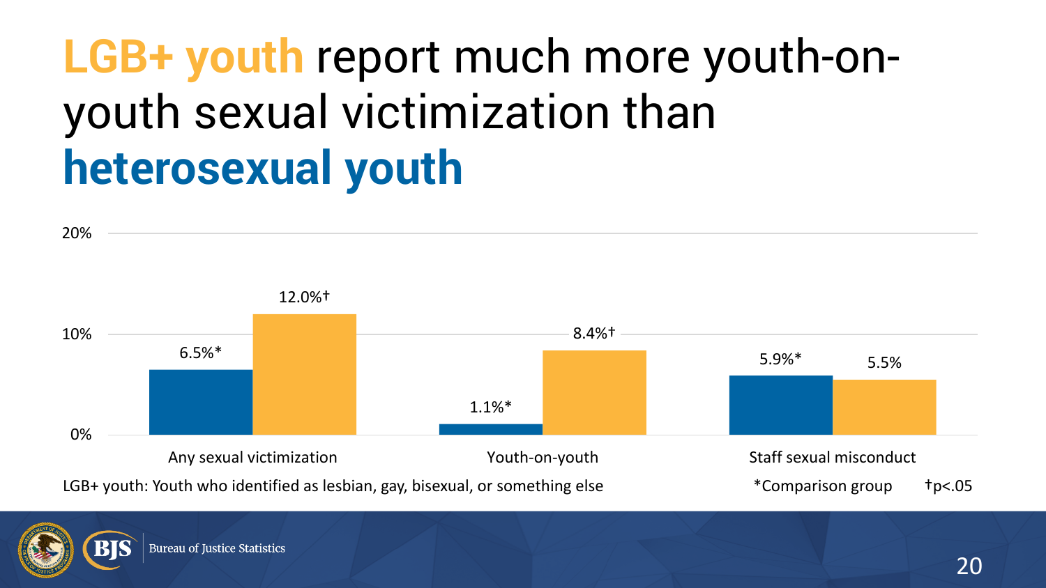# LGB+ youth report much more youth-on-youth sexual victimization than heterosexual youth

| | Heterosexual youth | LGB+ youth |
|---|---|---|
| Any sexual victimization | 6.5%* | 12.0%† |
| Youth-on-youth | 1.1%* | 8.4%† |
| Staff sexual misconduct | 5.9%* | 5.5% |

LGB+ youth: Youth who identified as lesbian, gay, bisexual, or something else

*Comparison group

†$p<.05$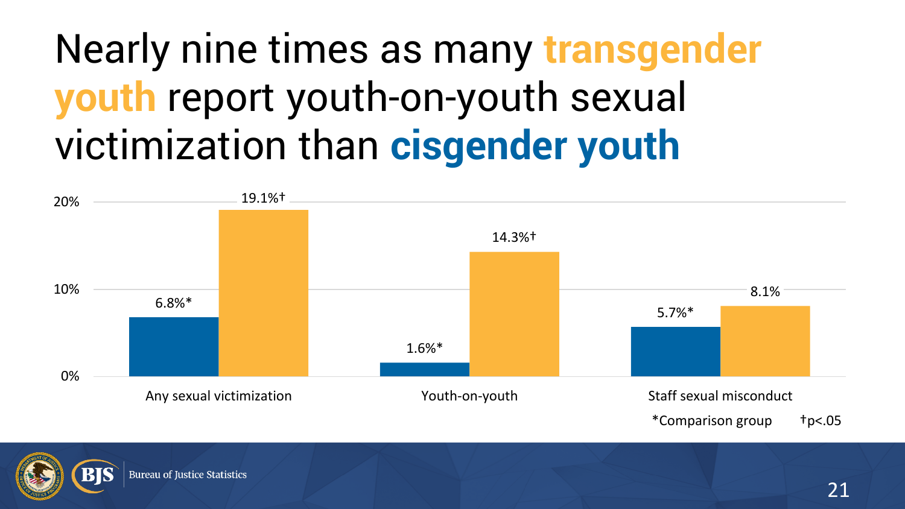# Nearly nine times as many **transgender youth** report youth-on-youth sexual victimization than **cisgender youth**

| | Cisgender youth | Transgender youth |
|---|---|---|
| Any sexual victimization | 6.8%* | 19.1%† |
| Youth-on-youth | 1.6%* | 14.3%† |
| Staff sexual misconduct | 5.7%* | 8.1% |

*Comparison group †$p<.05$

Bureau of Justice Statistics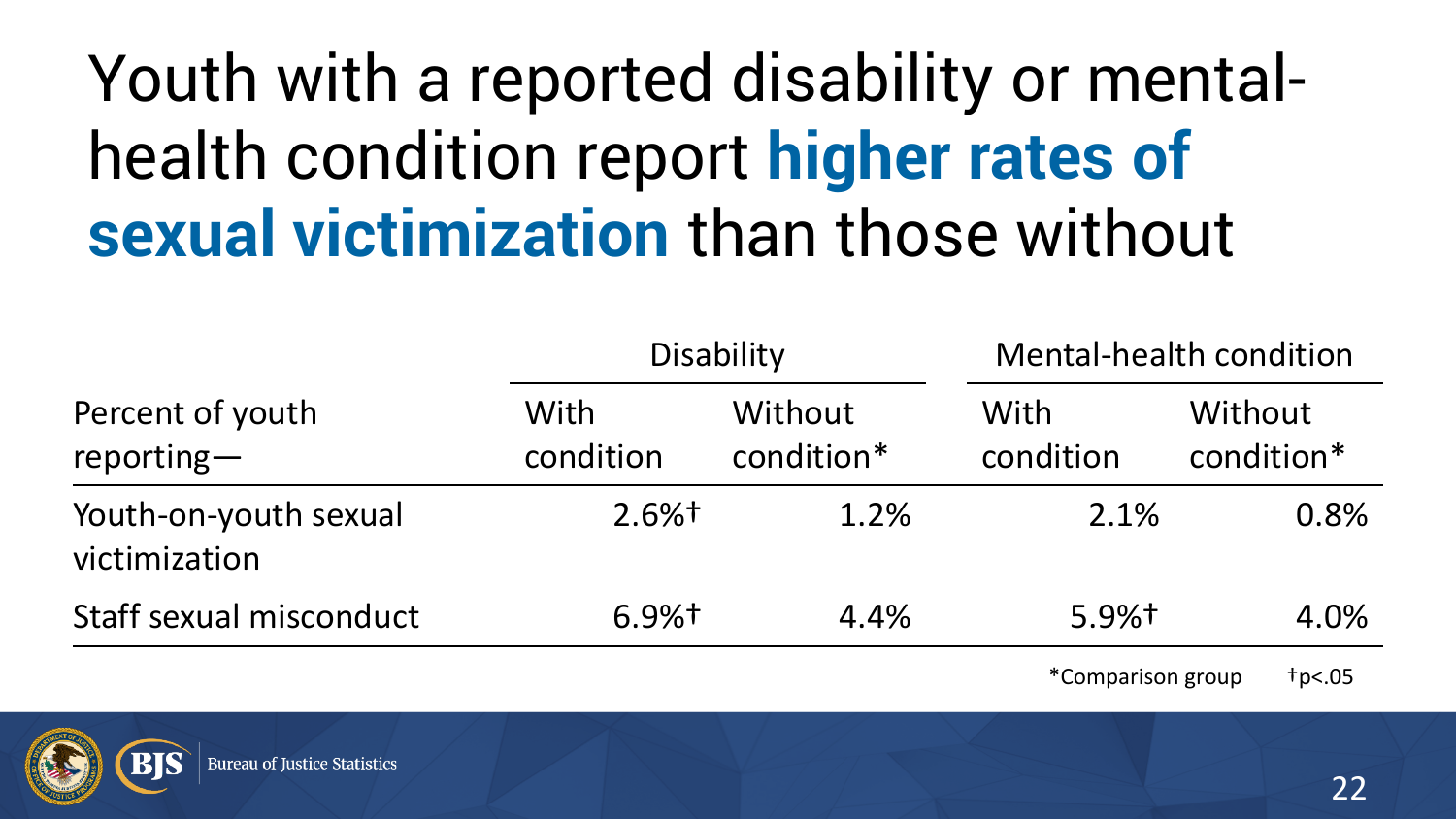# Youth with a reported disability or mental-health condition report **higher rates of sexual victimization** than those without

| Percent of youth reporting— | Disability | | Mental-health condition | |
|---|---|---|---|---|
| | With condition | Without condition* | With condition | Without condition* |
| Youth-on-youth sexual victimization | 2.6%† | 1.2% | 2.1% | 0.8% |
| Staff sexual misconduct | 6.9%† | 4.4% | 5.9%† | 4.0% |

*Comparison group †p<.05

Bureau of Justice Statistics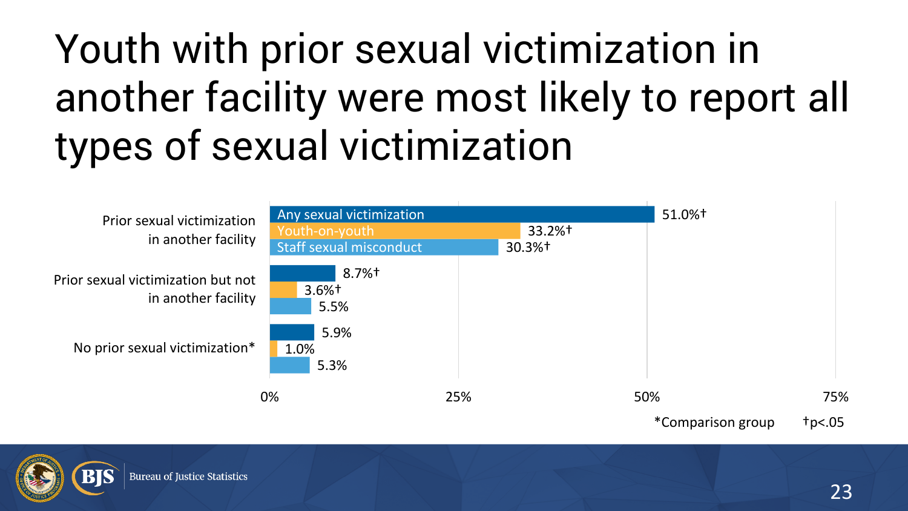# Youth with prior sexual victimization in another facility were most likely to report all types of sexual victimization

| | Any sexual victimization | Youth-on-youth | Staff sexual misconduct |
|---|---|---|---|
| Prior sexual victimization in another facility | 51.0%† | 33.2%† | 30.3%† |
| Prior sexual victimization but not in another facility | 8.7%† | 3.6%† | 5.5% |
| No prior sexual victimization* | 5.9% | 1.0% | 5.3% |

*Comparison group †p<.05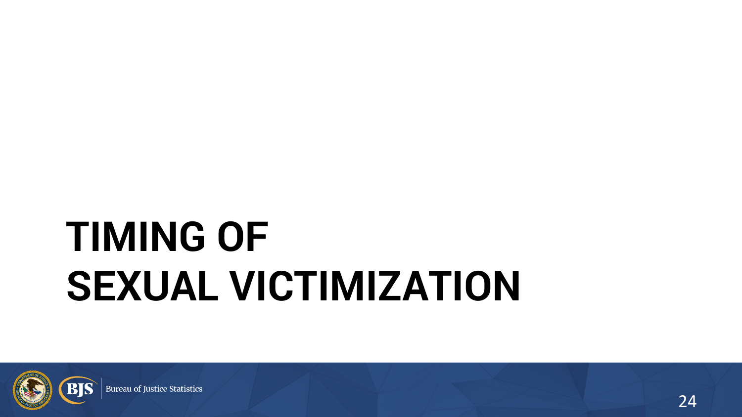# TIMING OF SEXUAL VICTIMIZATION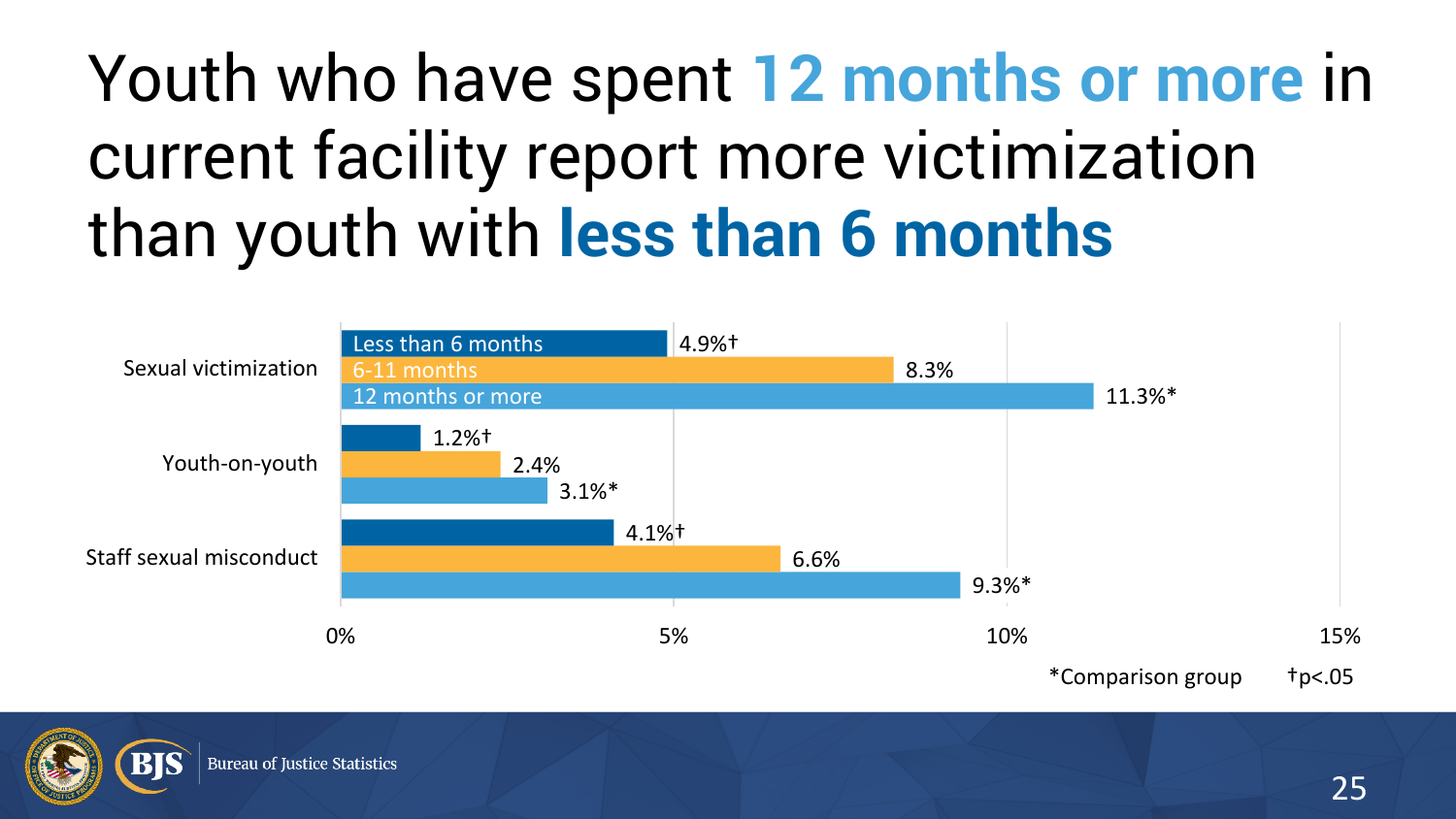# Youth who have spent 12 months or more in current facility report more victimization than youth with less than 6 months

| | Less than 6 months | 6-11 months | 12 months or more |
|---|---|---|---|
| Sexual victimization | 4.9%† | 8.3% | 11.3%* |
| Youth-on-youth | 1.2%† | 2.4% | 3.1%* |
| Staff sexual misconduct | 4.1%† | 6.6% | 9.3%* |

*Comparison group †p<.05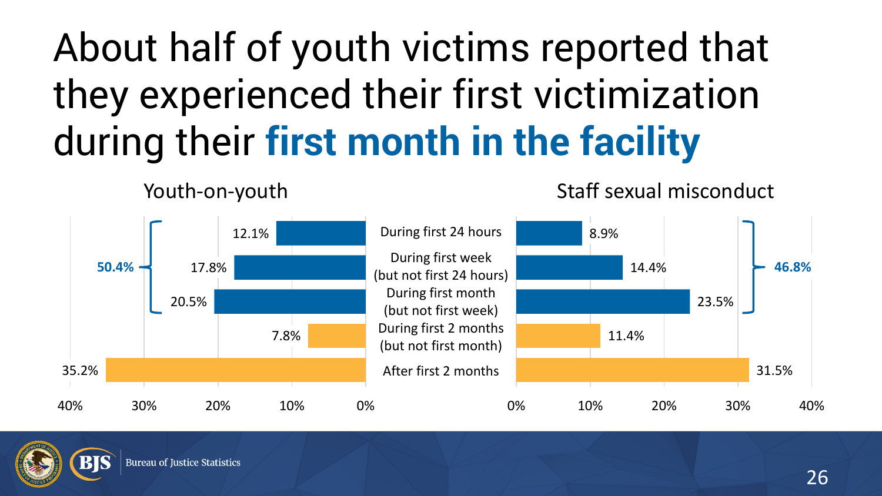# About half of youth victims reported that they experienced their first victimization during their **first month in the facility**

| | Youth-on-youth | Staff sexual misconduct |
|---|---|---|
| During first 24 hours | 12.1% | 8.9% |
| During first week (but not first 24 hours) | 17.8% | 14.4% |
| During first month (but not first week) | 20.5% | 23.5% |
| During first 2 months (but not first month) | 7.8% | 11.4% |
| After first 2 months | 35.2% | 31.5% |

First month total: Youth-on-youth **50.4%**; Staff sexual misconduct **46.8%**

Bureau of Justice Statistics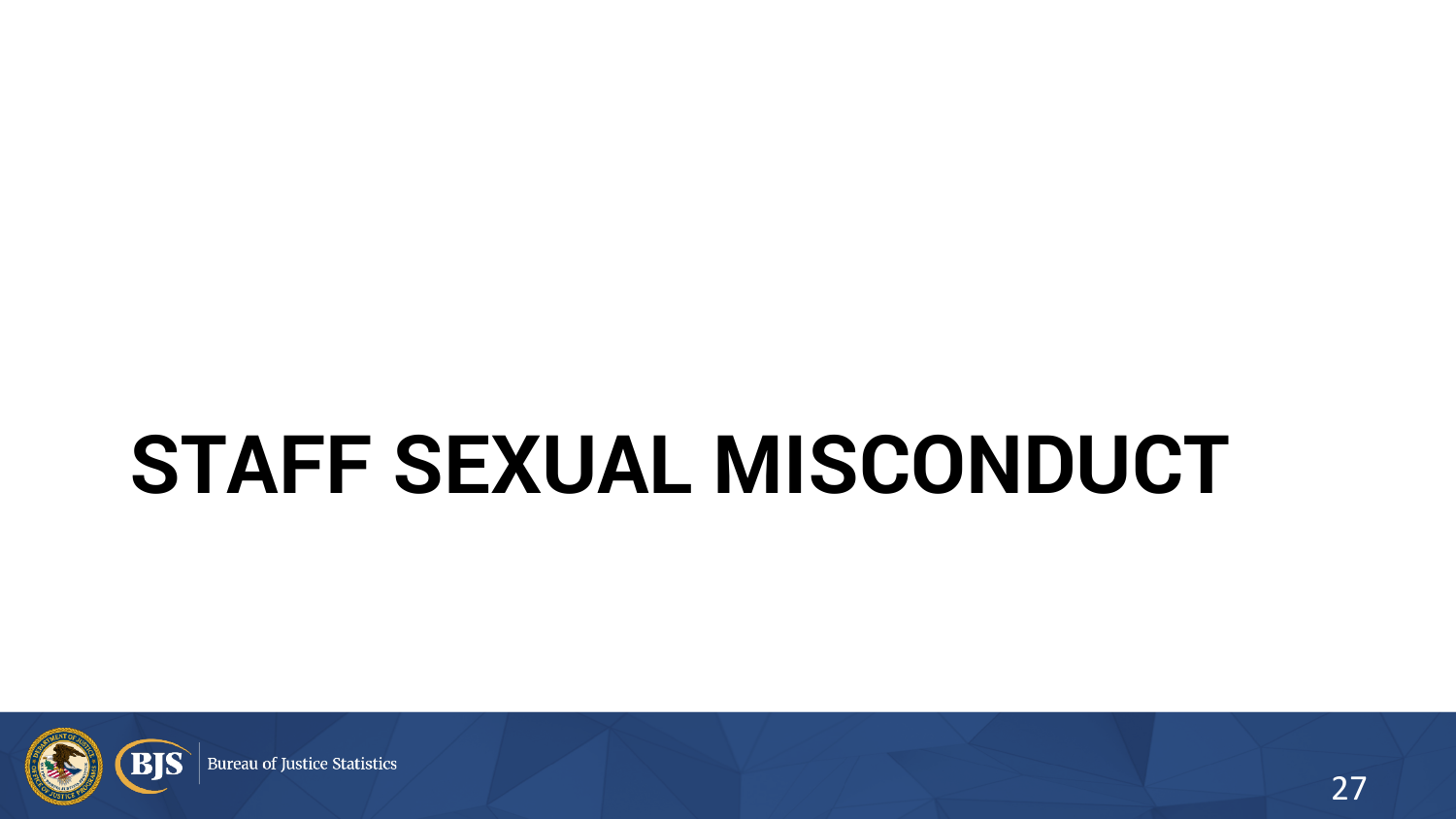# STAFF SEXUAL MISCONDUCT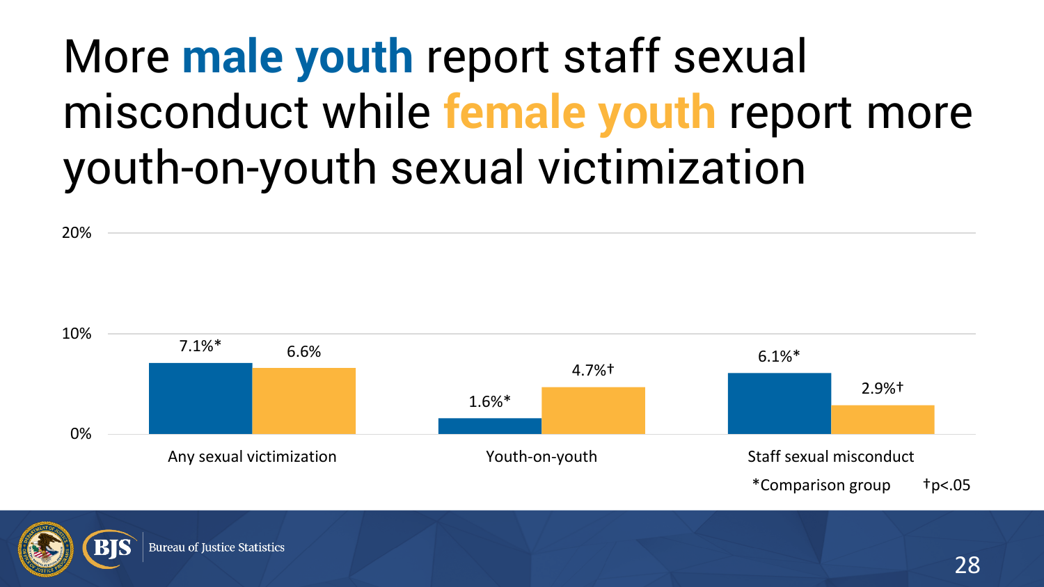# More **male youth** report staff sexual misconduct while **female youth** report more youth-on-youth sexual victimization

| | Male youth | Female youth |
|---|---|---|
| Any sexual victimization | 7.1%* | 6.6% |
| Youth-on-youth | 1.6%* | 4.7%† |
| Staff sexual misconduct | 6.1%* | 2.9%† |

*Comparison group †$p < .05$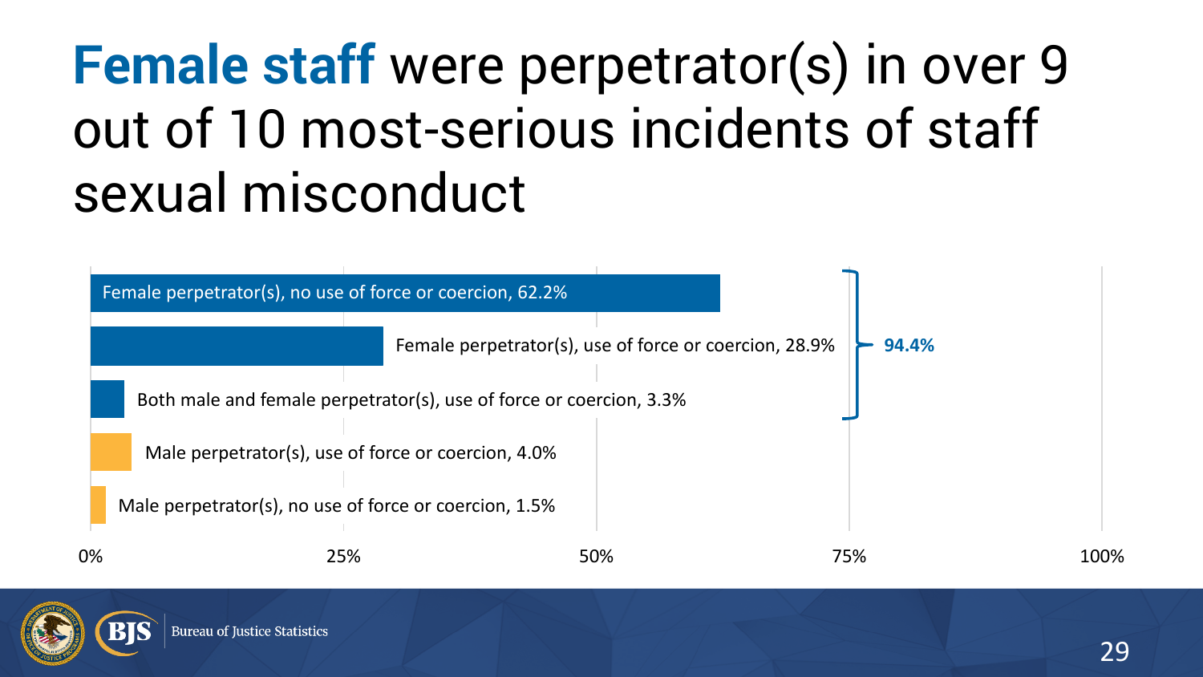# **Female staff** were perpetrator(s) in over 9 out of 10 most-serious incidents of staff sexual misconduct

| Category | Percent |
|---|---|
| Female perpetrator(s), no use of force or coercion | 62.2% |
| Female perpetrator(s), use of force or coercion | 28.9% |
| Both male and female perpetrator(s), use of force or coercion | 3.3% |
| Male perpetrator(s), use of force or coercion | 4.0% |
| Male perpetrator(s), no use of force or coercion | 1.5% |

Female perpetrator(s) (including both male and female perpetrator(s)): **94.4%**

0% 25% 50% 75% 100%

Bureau of Justice Statistics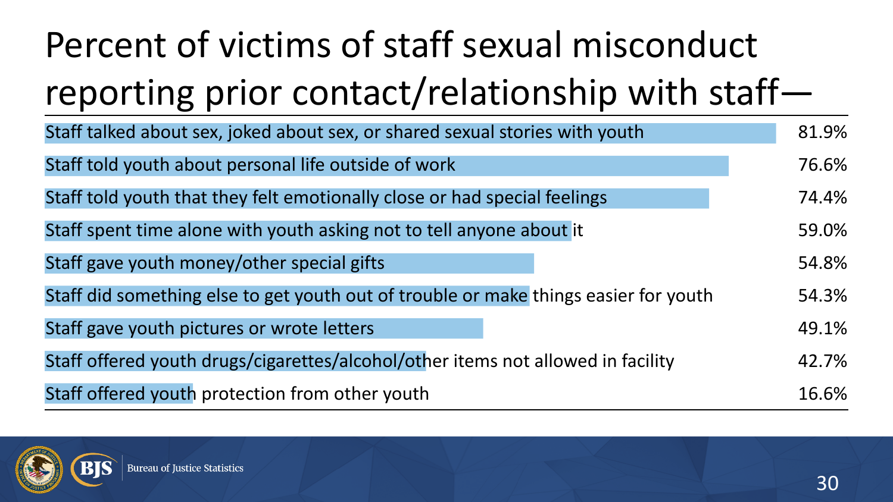# Percent of victims of staff sexual misconduct reporting prior contact/relationship with staff—

| Prior contact/relationship | Percent |
|---|---|
| Staff talked about sex, joked about sex, or shared sexual stories with youth | 81.9% |
| Staff told youth about personal life outside of work | 76.6% |
| Staff told youth that they felt emotionally close or had special feelings | 74.4% |
| Staff spent time alone with youth asking not to tell anyone about it | 59.0% |
| Staff gave youth money/other special gifts | 54.8% |
| Staff did something else to get youth out of trouble or make things easier for youth | 54.3% |
| Staff gave youth pictures or wrote letters | 49.1% |
| Staff offered youth drugs/cigarettes/alcohol/other items not allowed in facility | 42.7% |
| Staff offered youth protection from other youth | 16.6% |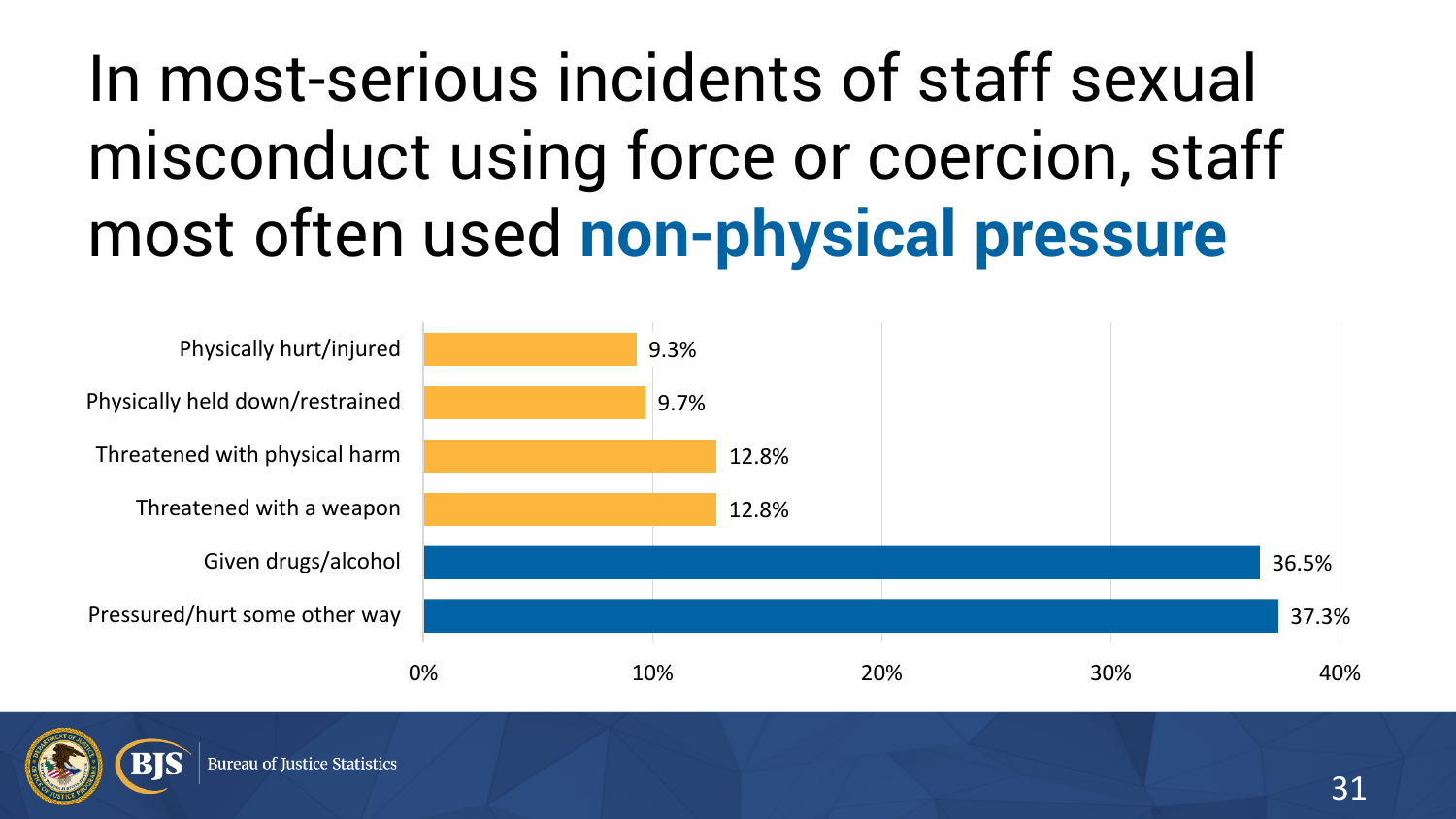# In most-serious incidents of staff sexual misconduct using force or coercion, staff most often used **non-physical pressure**

| Type of force or coercion | Percent |
| --- | --- |
| Physically hurt/injured | 9.3% |
| Physically held down/restrained | 9.7% |
| Threatened with physical harm | 12.8% |
| Threatened with a weapon | 12.8% |
| Given drugs/alcohol | 36.5% |
| Pressured/hurt some other way | 37.3% |

Bureau of Justice Statistics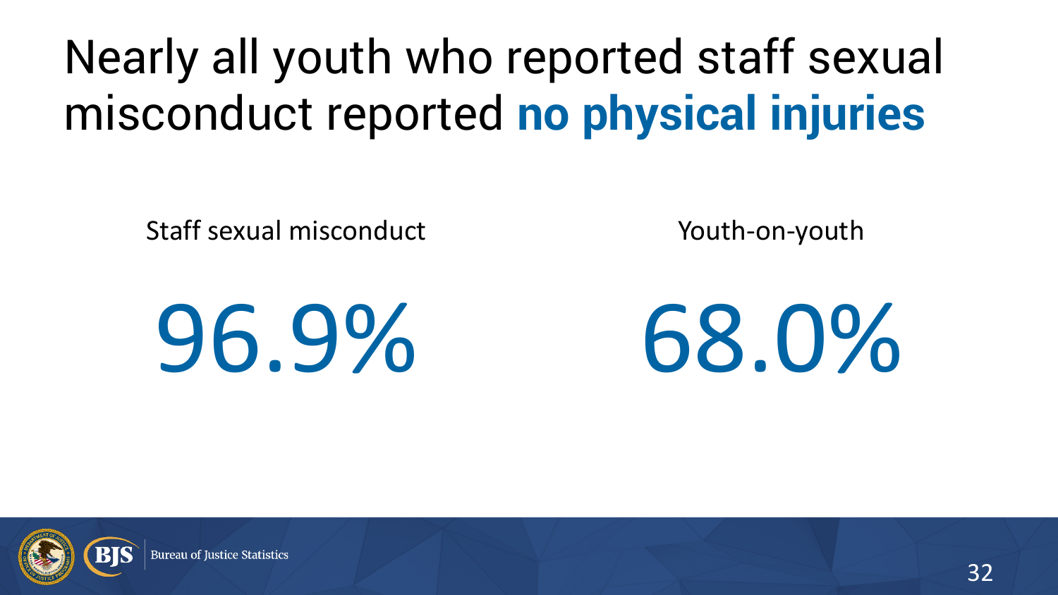# Nearly all youth who reported staff sexual misconduct reported **no physical injuries**

| Staff sexual misconduct | Youth-on-youth |
| --- | --- |
| 96.9% | 68.0% |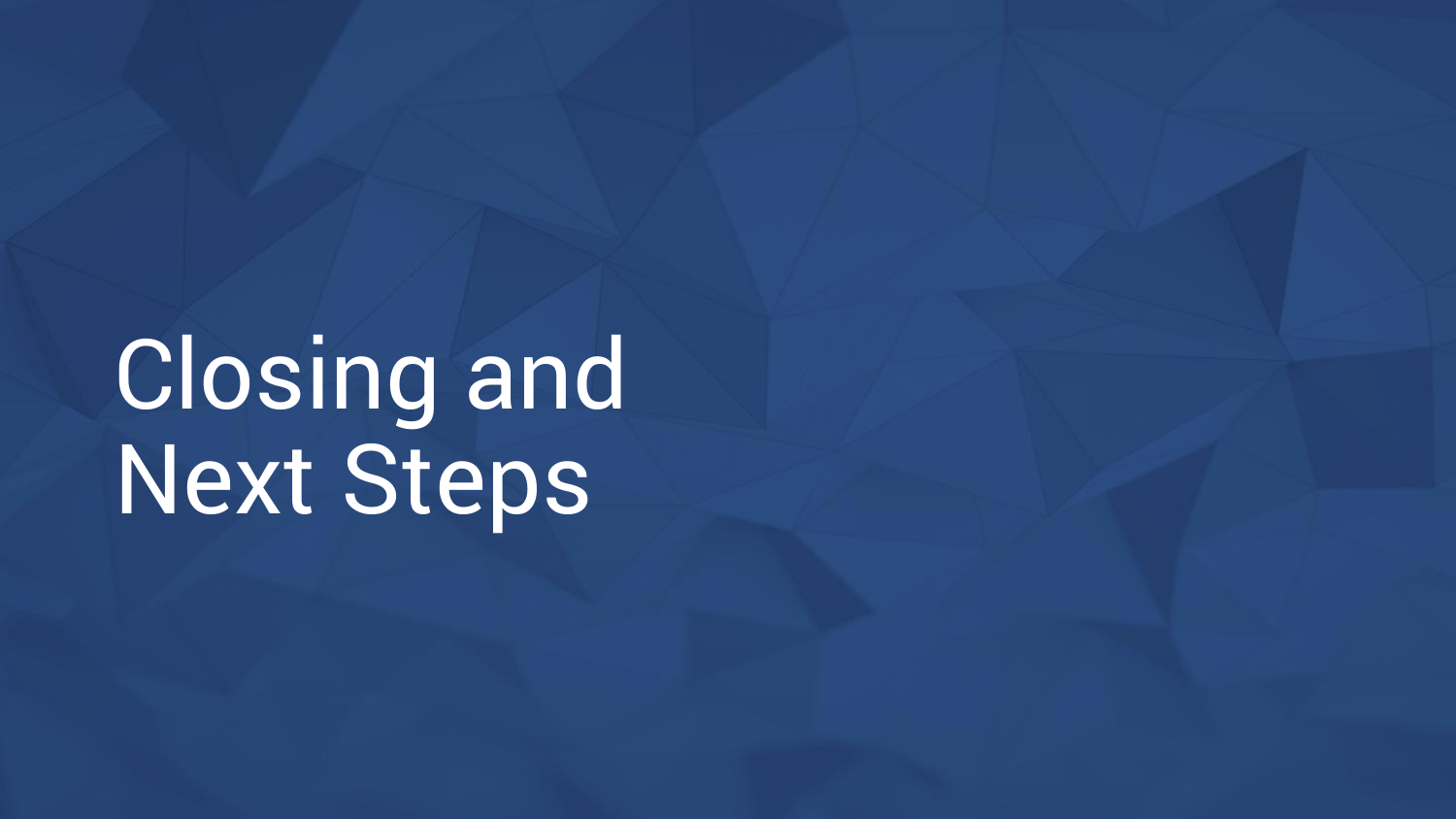# Closing and Next Steps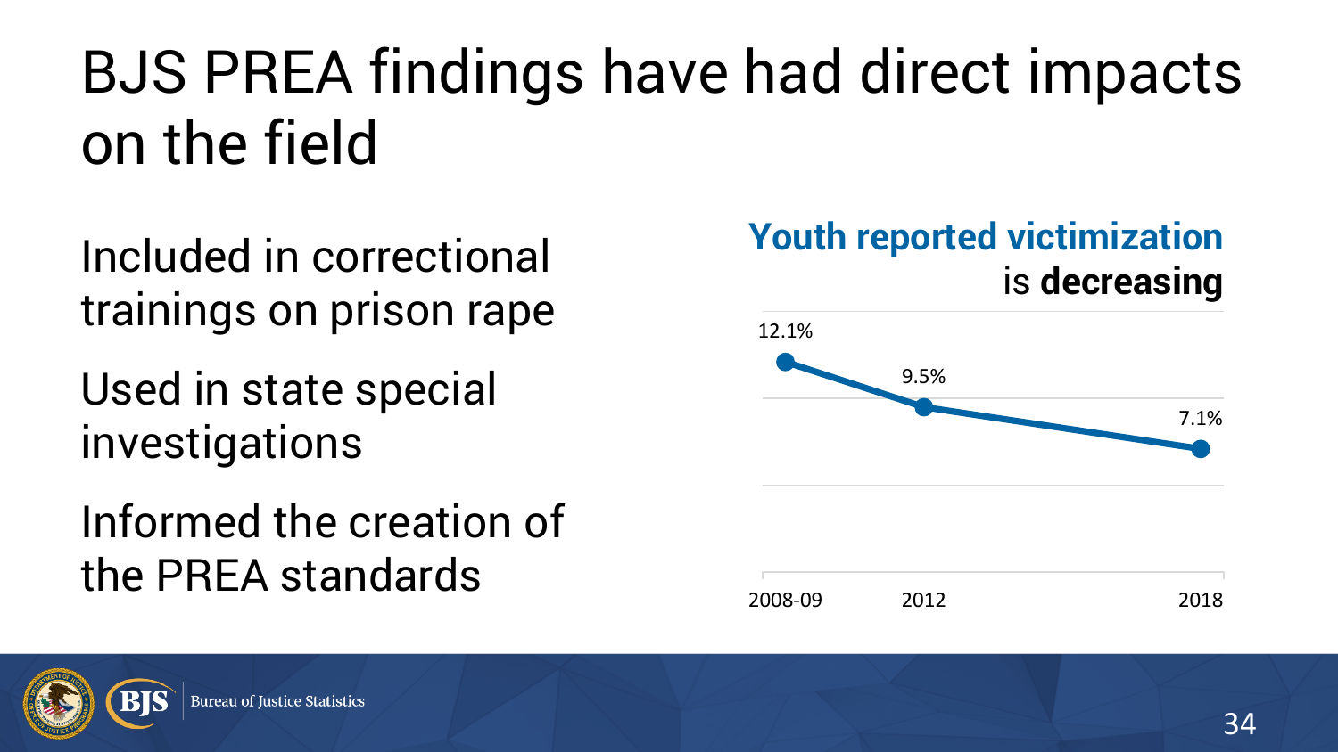# BJS PREA findings have had direct impacts on the field

Included in correctional trainings on prison rape

Used in state special investigations

Informed the creation of the PREA standards

**Youth reported victimization is decreasing**

| Year | Youth reported victimization |
| --- | --- |
| 2008-09 | 12.1% |
| 2012 | 9.5% |
| 2018 | 7.1% |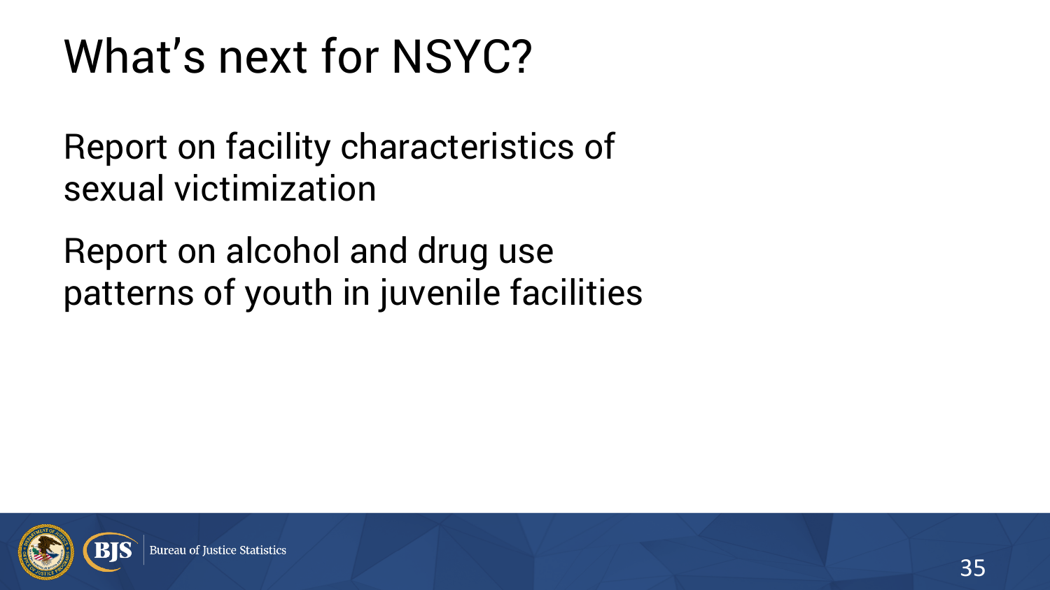# What's next for NSYC?

Report on facility characteristics of sexual victimization

Report on alcohol and drug use patterns of youth in juvenile facilities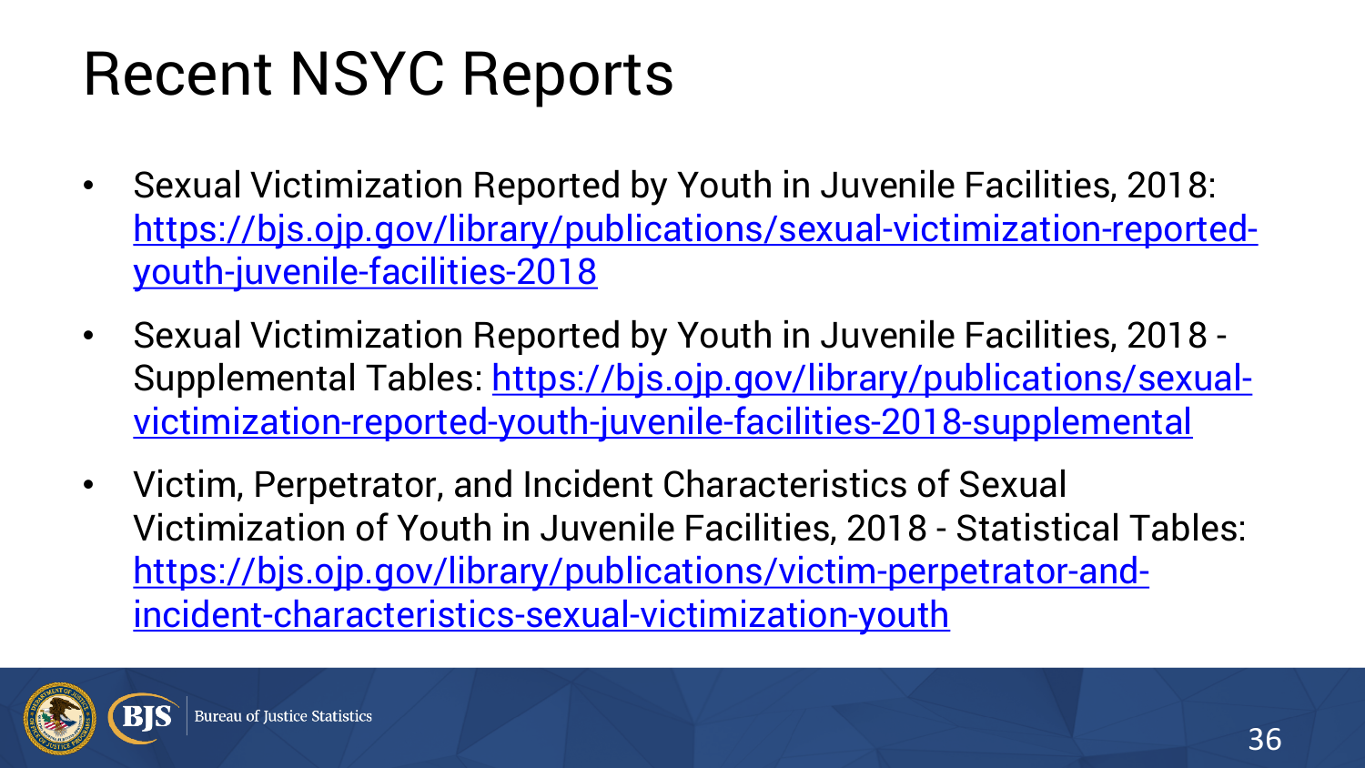# Recent NSYC Reports

- Sexual Victimization Reported by Youth in Juvenile Facilities, 2018: [https://bjs.ojp.gov/library/publications/sexual-victimization-reported-youth-juvenile-facilities-2018](https://bjs.ojp.gov/library/publications/sexual-victimization-reported-youth-juvenile-facilities-2018)
- Sexual Victimization Reported by Youth in Juvenile Facilities, 2018 - Supplemental Tables: [https://bjs.ojp.gov/library/publications/sexual-victimization-reported-youth-juvenile-facilities-2018-supplemental](https://bjs.ojp.gov/library/publications/sexual-victimization-reported-youth-juvenile-facilities-2018-supplemental)
- Victim, Perpetrator, and Incident Characteristics of Sexual Victimization of Youth in Juvenile Facilities, 2018 - Statistical Tables: [https://bjs.ojp.gov/library/publications/victim-perpetrator-and-incident-characteristics-sexual-victimization-youth](https://bjs.ojp.gov/library/publications/victim-perpetrator-and-incident-characteristics-sexual-victimization-youth)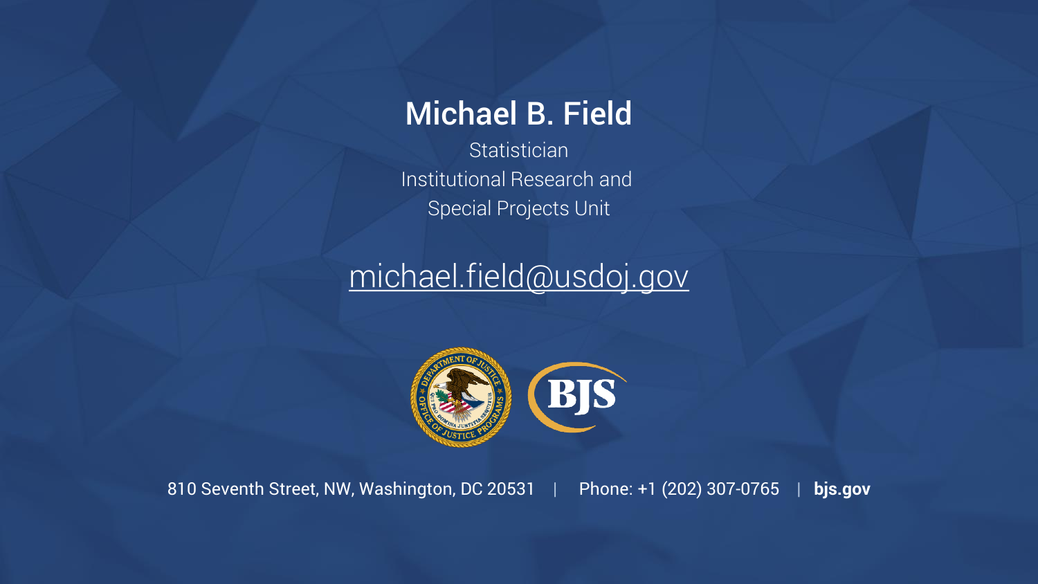# Michael B. Field

Statistician
Institutional Research and
Special Projects Unit

michael.field@usdoj.gov

810 Seventh Street, NW, Washington, DC 20531 | Phone: +1 (202) 307-0765 | **bjs.gov**